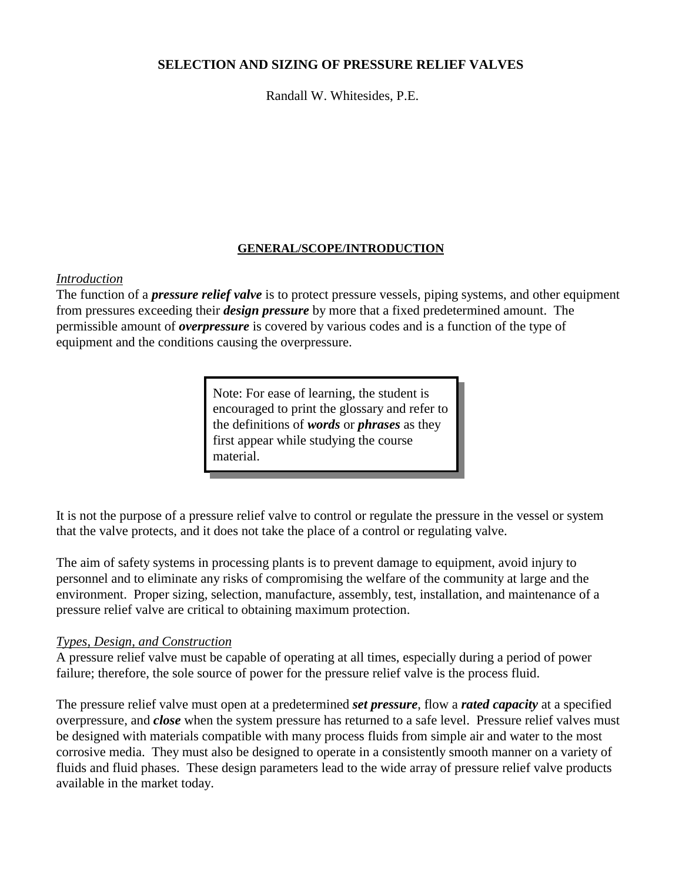# SELECTION AND SIZING OF PRESSURE RELIEF VALVES

Randall W. Whitesides, P.E.

## GENERAL/SCOPE/INTRODUCTION

### *Introduction*

The function of a ***pressure relief valve*** is to protect pressure vessels, piping systems, and other equipment from pressures exceeding their ***design pressure*** by more that a fixed predetermined amount. The permissible amount of ***overpressure*** is covered by various codes and is a function of the type of equipment and the conditions causing the overpressure.

> Note: For ease of learning, the student is encouraged to print the glossary and refer to the definitions of ***words*** or ***phrases*** as they first appear while studying the course material.

It is not the purpose of a pressure relief valve to control or regulate the pressure in the vessel or system that the valve protects, and it does not take the place of a control or regulating valve.

The aim of safety systems in processing plants is to prevent damage to equipment, avoid injury to personnel and to eliminate any risks of compromising the welfare of the community at large and the environment. Proper sizing, selection, manufacture, assembly, test, installation, and maintenance of a pressure relief valve are critical to obtaining maximum protection.

### *Types, Design, and Construction*

A pressure relief valve must be capable of operating at all times, especially during a period of power failure; therefore, the sole source of power for the pressure relief valve is the process fluid.

The pressure relief valve must open at a predetermined ***set pressure***, flow a ***rated capacity*** at a specified overpressure, and ***close*** when the system pressure has returned to a safe level. Pressure relief valves must be designed with materials compatible with many process fluids from simple air and water to the most corrosive media. They must also be designed to operate in a consistently smooth manner on a variety of fluids and fluid phases. These design parameters lead to the wide array of pressure relief valve products available in the market today.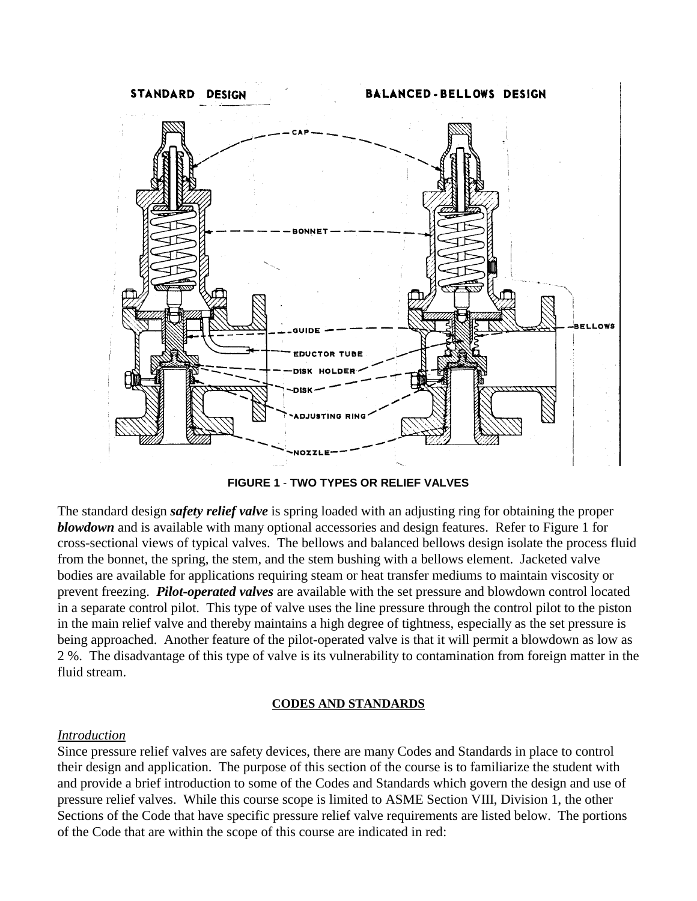FIGURE 1 - TWO TYPES OR RELIEF VALVES

The standard design ***safety relief valve*** is spring loaded with an adjusting ring for obtaining the proper ***blowdown*** and is available with many optional accessories and design features. Refer to Figure 1 for cross-sectional views of typical valves. The bellows and balanced bellows design isolate the process fluid from the bonnet, the spring, the stem, and the stem bushing with a bellows element. Jacketed valve bodies are available for applications requiring steam or heat transfer mediums to maintain viscosity or prevent freezing. ***Pilot-operated valves*** are available with the set pressure and blowdown control located in a separate control pilot. This type of valve uses the line pressure through the control pilot to the piston in the main relief valve and thereby maintains a high degree of tightness, especially as the set pressure is being approached. Another feature of the pilot-operated valve is that it will permit a blowdown as low as 2 %. The disadvantage of this type of valve is its vulnerability to contamination from foreign matter in the fluid stream.

## CODES AND STANDARDS

*Introduction*

Since pressure relief valves are safety devices, there are many Codes and Standards in place to control their design and application. The purpose of this section of the course is to familiarize the student with and provide a brief introduction to some of the Codes and Standards which govern the design and use of pressure relief valves. While this course scope is limited to ASME Section VIII, Division 1, the other Sections of the Code that have specific pressure relief valve requirements are listed below. The portions of the Code that are within the scope of this course are indicated in red: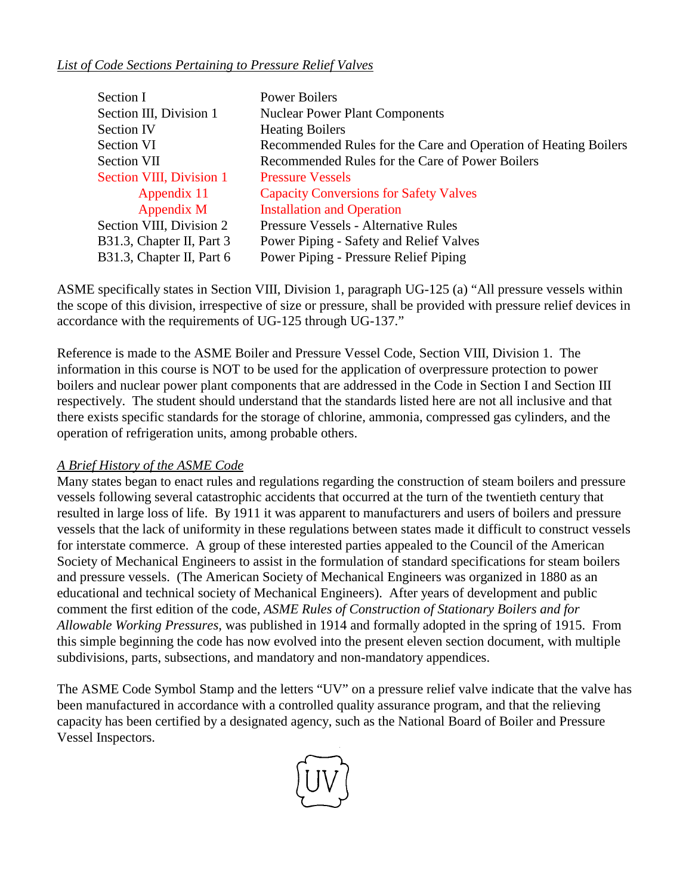*List of Code Sections Pertaining to Pressure Relief Valves*

| | |
|---|---|
| Section I | Power Boilers |
| Section III, Division 1 | Nuclear Power Plant Components |
| Section IV | Heating Boilers |
| Section VI | Recommended Rules for the Care and Operation of Heating Boilers |
| Section VII | Recommended Rules for the Care of Power Boilers |
| Section VIII, Division 1 | Pressure Vessels |
| Appendix 11 | Capacity Conversions for Safety Valves |
| Appendix M | Installation and Operation |
| Section VIII, Division 2 | Pressure Vessels - Alternative Rules |
| B31.3, Chapter II, Part 3 | Power Piping - Safety and Relief Valves |
| B31.3, Chapter II, Part 6 | Power Piping - Pressure Relief Piping |

ASME specifically states in Section VIII, Division 1, paragraph UG-125 (a) "All pressure vessels within the scope of this division, irrespective of size or pressure, shall be provided with pressure relief devices in accordance with the requirements of UG-125 through UG-137."

Reference is made to the ASME Boiler and Pressure Vessel Code, Section VIII, Division 1. The information in this course is NOT to be used for the application of overpressure protection to power boilers and nuclear power plant components that are addressed in the Code in Section I and Section III respectively. The student should understand that the standards listed here are not all inclusive and that there exists specific standards for the storage of chlorine, ammonia, compressed gas cylinders, and the operation of refrigeration units, among probable others.

*A Brief History of the ASME Code*

Many states began to enact rules and regulations regarding the construction of steam boilers and pressure vessels following several catastrophic accidents that occurred at the turn of the twentieth century that resulted in large loss of life. By 1911 it was apparent to manufacturers and users of boilers and pressure vessels that the lack of uniformity in these regulations between states made it difficult to construct vessels for interstate commerce. A group of these interested parties appealed to the Council of the American Society of Mechanical Engineers to assist in the formulation of standard specifications for steam boilers and pressure vessels. (The American Society of Mechanical Engineers was organized in 1880 as an educational and technical society of Mechanical Engineers). After years of development and public comment the first edition of the code, *ASME Rules of Construction of Stationary Boilers and for Allowable Working Pressures,* was published in 1914 and formally adopted in the spring of 1915. From this simple beginning the code has now evolved into the present eleven section document, with multiple subdivisions, parts, subsections, and mandatory and non-mandatory appendices.

The ASME Code Symbol Stamp and the letters "UV" on a pressure relief valve indicate that the valve has been manufactured in accordance with a controlled quality assurance program, and that the relieving capacity has been certified by a designated agency, such as the National Board of Boiler and Pressure Vessel Inspectors.

UV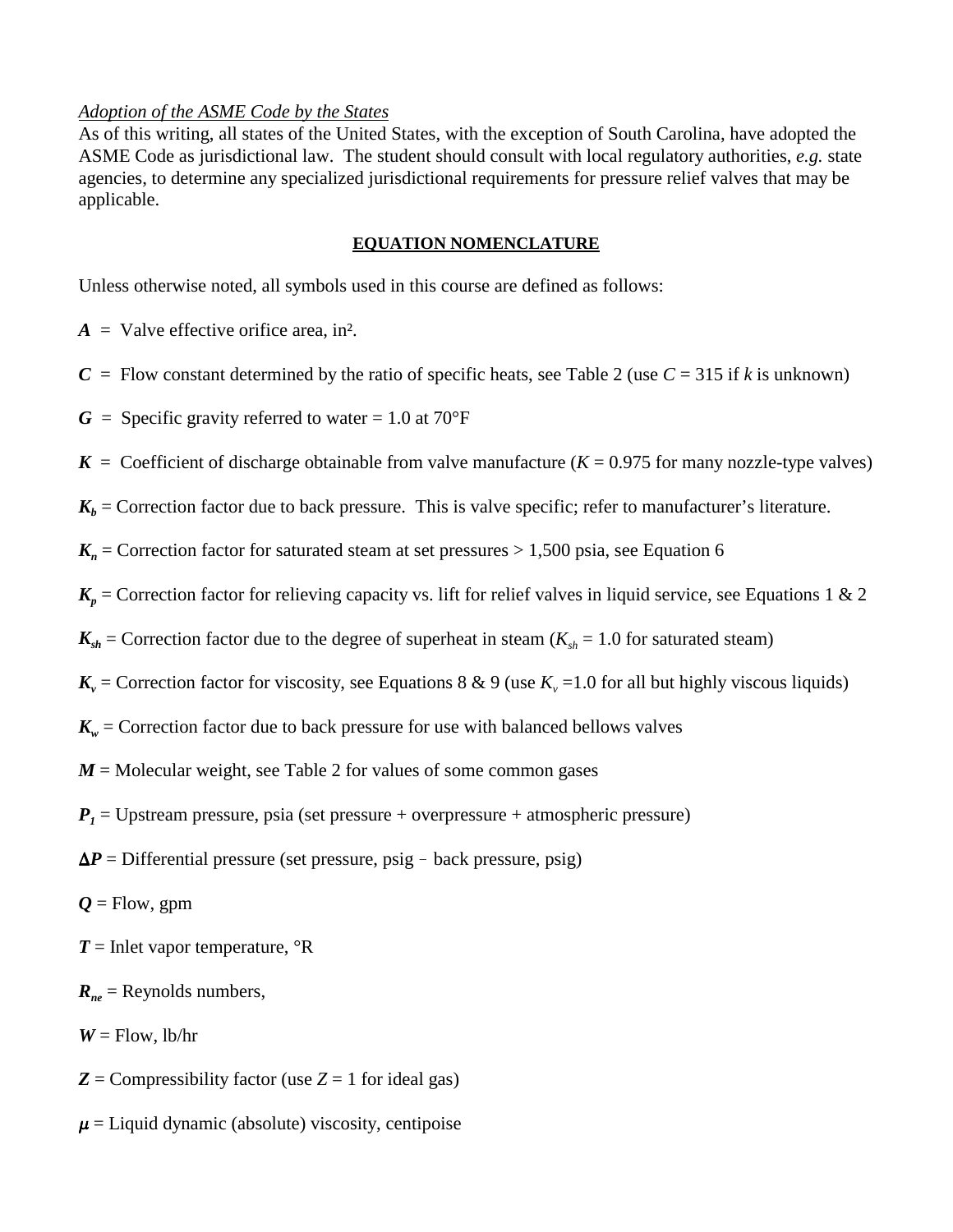*Adoption of the ASME Code by the States*

As of this writing, all states of the United States, with the exception of South Carolina, have adopted the ASME Code as jurisdictional law. The student should consult with local regulatory authorities, *e.g.* state agencies, to determine any specialized jurisdictional requirements for pressure relief valves that may be applicable.

## EQUATION NOMENCLATURE

Unless otherwise noted, all symbols used in this course are defined as follows:

$A$ = Valve effective orifice area, in².

$C$ = Flow constant determined by the ratio of specific heats, see Table 2 (use $C$ = 315 if $k$ is unknown)

$G$ = Specific gravity referred to water = 1.0 at 70°F

$K$ = Coefficient of discharge obtainable from valve manufacture ($K$ = 0.975 for many nozzle-type valves)

$K_b$ = Correction factor due to back pressure. This is valve specific; refer to manufacturer's literature.

$K_n$ = Correction factor for saturated steam at set pressures > 1,500 psia, see Equation 6

$K_p$ = Correction factor for relieving capacity vs. lift for relief valves in liquid service, see Equations 1 & 2

$K_{sh}$ = Correction factor due to the degree of superheat in steam ($K_{sh}$ = 1.0 for saturated steam)

$K_v$ = Correction factor for viscosity, see Equations 8 & 9 (use $K_v$ =1.0 for all but highly viscous liquids)

$K_w$ = Correction factor due to back pressure for use with balanced bellows valves

$M$ = Molecular weight, see Table 2 for values of some common gases

$P_1$ = Upstream pressure, psia (set pressure + overpressure + atmospheric pressure)

$\Delta P$ = Differential pressure (set pressure, psig – back pressure, psig)

$Q$ = Flow, gpm

$T$ = Inlet vapor temperature, °R

$R_{ne}$ = Reynolds numbers,

$W$ = Flow, lb/hr

$Z$ = Compressibility factor (use $Z$ = 1 for ideal gas)

$\mu$ = Liquid dynamic (absolute) viscosity, centipoise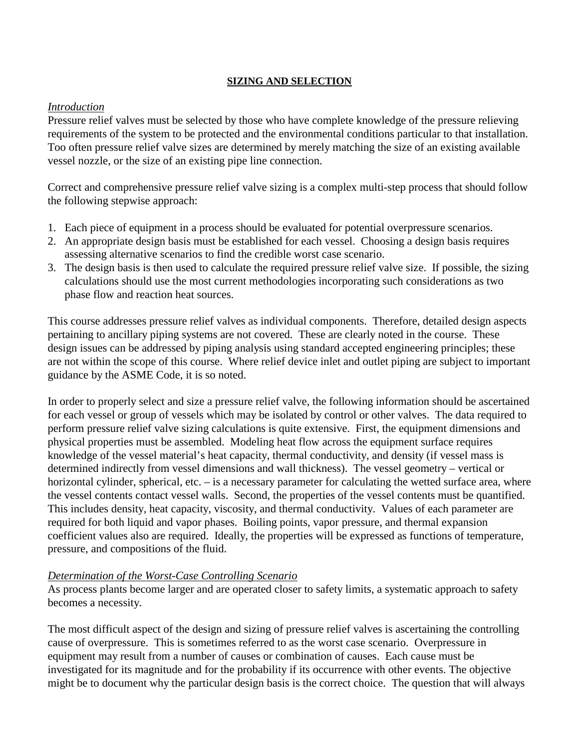## SIZING AND SELECTION

*Introduction*

Pressure relief valves must be selected by those who have complete knowledge of the pressure relieving requirements of the system to be protected and the environmental conditions particular to that installation. Too often pressure relief valve sizes are determined by merely matching the size of an existing available vessel nozzle, or the size of an existing pipe line connection.

Correct and comprehensive pressure relief valve sizing is a complex multi-step process that should follow the following stepwise approach:

1. Each piece of equipment in a process should be evaluated for potential overpressure scenarios.
2. An appropriate design basis must be established for each vessel. Choosing a design basis requires assessing alternative scenarios to find the credible worst case scenario.
3. The design basis is then used to calculate the required pressure relief valve size. If possible, the sizing calculations should use the most current methodologies incorporating such considerations as two phase flow and reaction heat sources.

This course addresses pressure relief valves as individual components. Therefore, detailed design aspects pertaining to ancillary piping systems are not covered. These are clearly noted in the course. These design issues can be addressed by piping analysis using standard accepted engineering principles; these are not within the scope of this course. Where relief device inlet and outlet piping are subject to important guidance by the ASME Code, it is so noted.

In order to properly select and size a pressure relief valve, the following information should be ascertained for each vessel or group of vessels which may be isolated by control or other valves. The data required to perform pressure relief valve sizing calculations is quite extensive. First, the equipment dimensions and physical properties must be assembled. Modeling heat flow across the equipment surface requires knowledge of the vessel material's heat capacity, thermal conductivity, and density (if vessel mass is determined indirectly from vessel dimensions and wall thickness). The vessel geometry – vertical or horizontal cylinder, spherical, etc. – is a necessary parameter for calculating the wetted surface area, where the vessel contents contact vessel walls. Second, the properties of the vessel contents must be quantified. This includes density, heat capacity, viscosity, and thermal conductivity. Values of each parameter are required for both liquid and vapor phases. Boiling points, vapor pressure, and thermal expansion coefficient values also are required. Ideally, the properties will be expressed as functions of temperature, pressure, and compositions of the fluid.

*Determination of the Worst-Case Controlling Scenario*

As process plants become larger and are operated closer to safety limits, a systematic approach to safety becomes a necessity.

The most difficult aspect of the design and sizing of pressure relief valves is ascertaining the controlling cause of overpressure. This is sometimes referred to as the worst case scenario. Overpressure in equipment may result from a number of causes or combination of causes. Each cause must be investigated for its magnitude and for the probability if its occurrence with other events. The objective might be to document why the particular design basis is the correct choice. The question that will always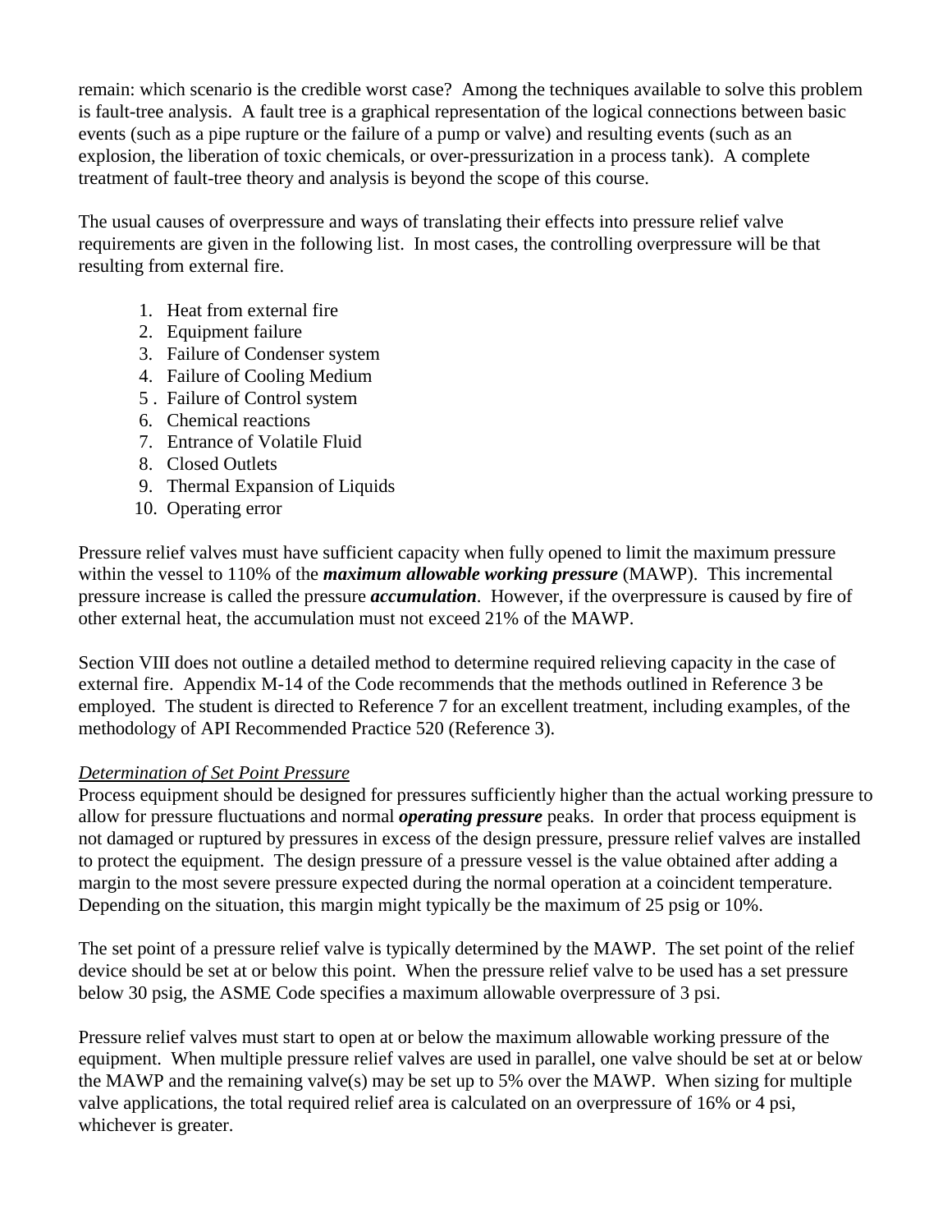remain: which scenario is the credible worst case? Among the techniques available to solve this problem is fault-tree analysis. A fault tree is a graphical representation of the logical connections between basic events (such as a pipe rupture or the failure of a pump or valve) and resulting events (such as an explosion, the liberation of toxic chemicals, or over-pressurization in a process tank). A complete treatment of fault-tree theory and analysis is beyond the scope of this course.

The usual causes of overpressure and ways of translating their effects into pressure relief valve requirements are given in the following list. In most cases, the controlling overpressure will be that resulting from external fire.

1. Heat from external fire
2. Equipment failure
3. Failure of Condenser system
4. Failure of Cooling Medium
5. Failure of Control system
6. Chemical reactions
7. Entrance of Volatile Fluid
8. Closed Outlets
9. Thermal Expansion of Liquids
10. Operating error

Pressure relief valves must have sufficient capacity when fully opened to limit the maximum pressure within the vessel to 110% of the ***maximum allowable working pressure*** (MAWP). This incremental pressure increase is called the pressure ***accumulation***. However, if the overpressure is caused by fire of other external heat, the accumulation must not exceed 21% of the MAWP.

Section VIII does not outline a detailed method to determine required relieving capacity in the case of external fire. Appendix M-14 of the Code recommends that the methods outlined in Reference 3 be employed. The student is directed to Reference 7 for an excellent treatment, including examples, of the methodology of API Recommended Practice 520 (Reference 3).

<u>*Determination of Set Point Pressure*</u>

Process equipment should be designed for pressures sufficiently higher than the actual working pressure to allow for pressure fluctuations and normal ***operating pressure*** peaks. In order that process equipment is not damaged or ruptured by pressures in excess of the design pressure, pressure relief valves are installed to protect the equipment. The design pressure of a pressure vessel is the value obtained after adding a margin to the most severe pressure expected during the normal operation at a coincident temperature. Depending on the situation, this margin might typically be the maximum of 25 psig or 10%.

The set point of a pressure relief valve is typically determined by the MAWP. The set point of the relief device should be set at or below this point. When the pressure relief valve to be used has a set pressure below 30 psig, the ASME Code specifies a maximum allowable overpressure of 3 psi.

Pressure relief valves must start to open at or below the maximum allowable working pressure of the equipment. When multiple pressure relief valves are used in parallel, one valve should be set at or below the MAWP and the remaining valve(s) may be set up to 5% over the MAWP. When sizing for multiple valve applications, the total required relief area is calculated on an overpressure of 16% or 4 psi, whichever is greater.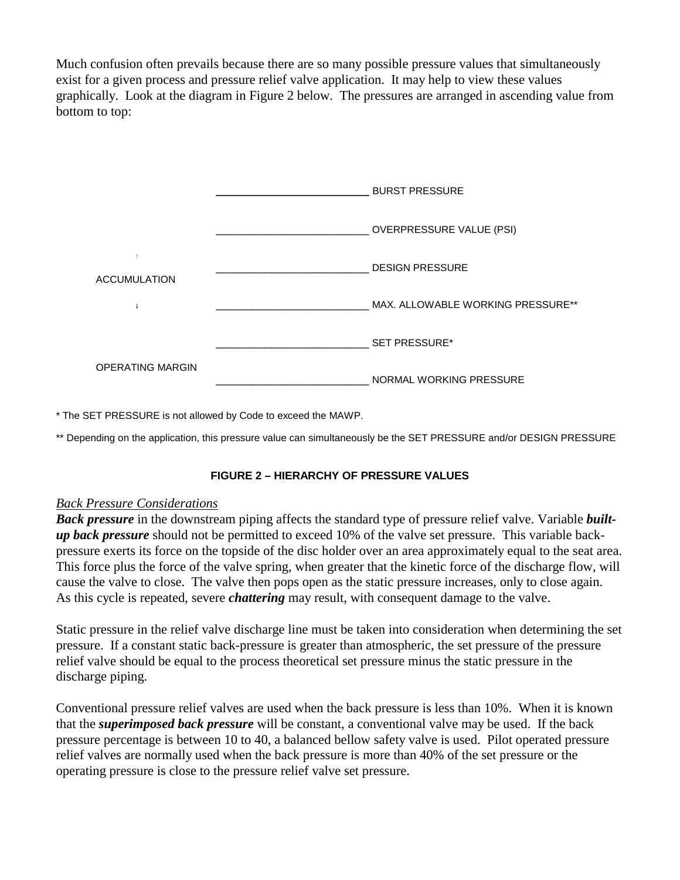Much confusion often prevails because there are so many possible pressure values that simultaneously exist for a given process and pressure relief valve application. It may help to view these values graphically. Look at the diagram in Figure 2 below. The pressures are arranged in ascending value from bottom to top:

| | |
|---|---|
| | BURST PRESSURE |
| | OVERPRESSURE VALUE (PSI) |
| ↑ | DESIGN PRESSURE |
| ACCUMULATION | |
| ↓ | MAX. ALLOWABLE WORKING PRESSURE** |
| | SET PRESSURE* |
| OPERATING MARGIN | |
| | NORMAL WORKING PRESSURE |

\* The SET PRESSURE is not allowed by Code to exceed the MAWP.

\*\* Depending on the application, this pressure value can simultaneously be the SET PRESSURE and/or DESIGN PRESSURE

**FIGURE 2 – HIERARCHY OF PRESSURE VALUES**

*Back Pressure Considerations*

***Back pressure*** in the downstream piping affects the standard type of pressure relief valve. Variable ***built-up back pressure*** should not be permitted to exceed 10% of the valve set pressure. This variable back-pressure exerts its force on the topside of the disc holder over an area approximately equal to the seat area. This force plus the force of the valve spring, when greater that the kinetic force of the discharge flow, will cause the valve to close. The valve then pops open as the static pressure increases, only to close again. As this cycle is repeated, severe ***chattering*** may result, with consequent damage to the valve.

Static pressure in the relief valve discharge line must be taken into consideration when determining the set pressure. If a constant static back-pressure is greater than atmospheric, the set pressure of the pressure relief valve should be equal to the process theoretical set pressure minus the static pressure in the discharge piping.

Conventional pressure relief valves are used when the back pressure is less than 10%. When it is known that the ***superimposed back pressure*** will be constant, a conventional valve may be used. If the back pressure percentage is between 10 to 40, a balanced bellow safety valve is used. Pilot operated pressure relief valves are normally used when the back pressure is more than 40% of the set pressure or the operating pressure is close to the pressure relief valve set pressure.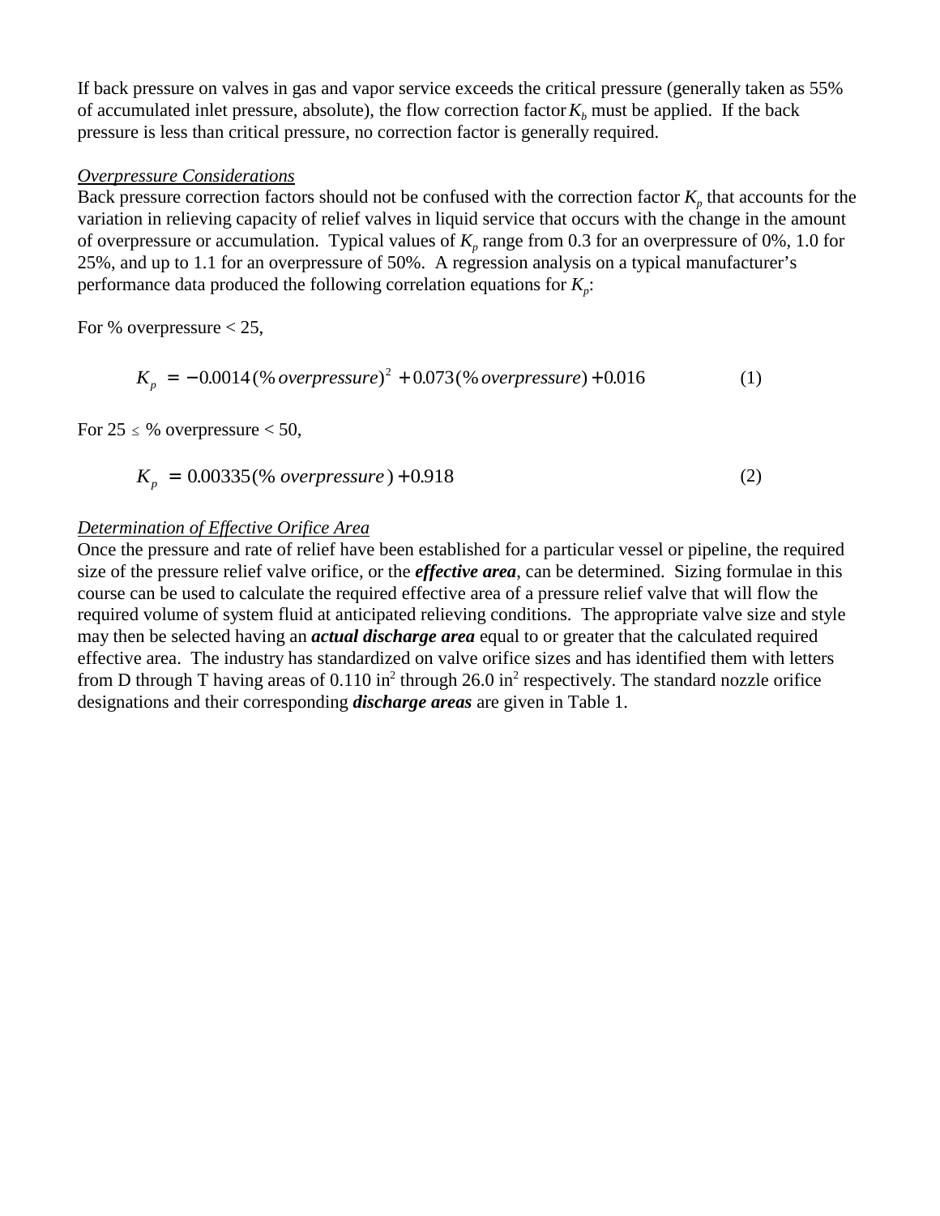If back pressure on valves in gas and vapor service exceeds the critical pressure (generally taken as 55% of accumulated inlet pressure, absolute), the flow correction factor $K_b$ must be applied. If the back pressure is less than critical pressure, no correction factor is generally required.

*Overpressure Considerations*

Back pressure correction factors should not be confused with the correction factor $K_p$ that accounts for the variation in relieving capacity of relief valves in liquid service that occurs with the change in the amount of overpressure or accumulation. Typical values of $K_p$ range from 0.3 for an overpressure of 0%, 1.0 for 25%, and up to 1.1 for an overpressure of 50%. A regression analysis on a typical manufacturer's performance data produced the following correlation equations for $K_p$:

For % overpressure < 25,

$$K_p = -0.0014(\%\,overpressure)^2 + 0.073(\%\,overpressure) + 0.016 \qquad (1)$$

For 25 $\leq$ % overpressure < 50,

$$K_p = 0.00335(\%\,overpressure) + 0.918 \qquad (2)$$

*Determination of Effective Orifice Area*

Once the pressure and rate of relief have been established for a particular vessel or pipeline, the required size of the pressure relief valve orifice, or the ***effective area***, can be determined. Sizing formulae in this course can be used to calculate the required effective area of a pressure relief valve that will flow the required volume of system fluid at anticipated relieving conditions. The appropriate valve size and style may then be selected having an ***actual discharge area*** equal to or greater that the calculated required effective area. The industry has standardized on valve orifice sizes and has identified them with letters from D through T having areas of 0.110 in$^2$ through 26.0 in$^2$ respectively. The standard nozzle orifice designations and their corresponding ***discharge areas*** are given in Table 1.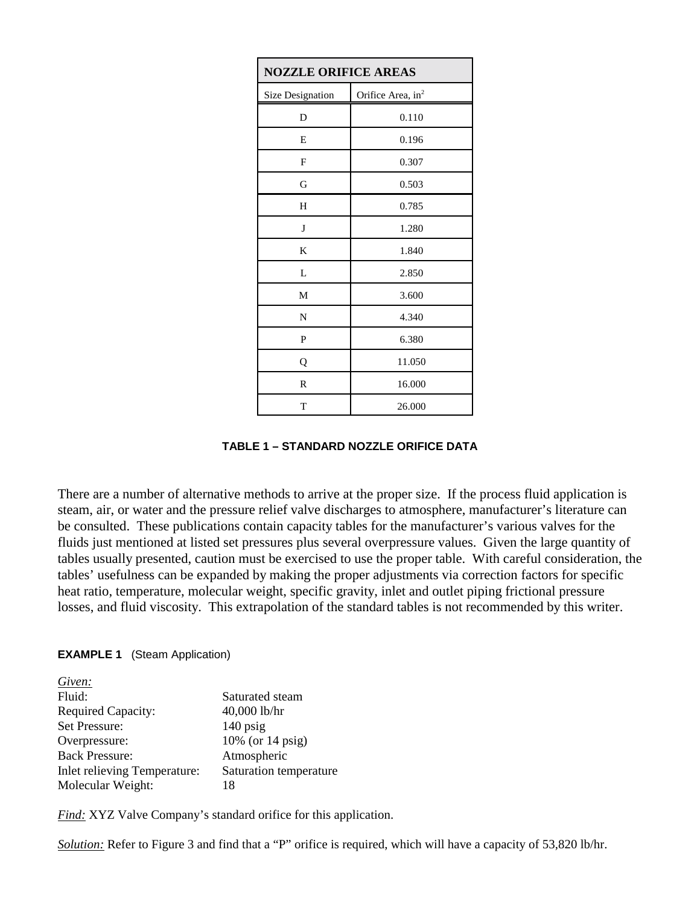| NOZZLE ORIFICE AREAS | |
|---|---|
| Size Designation | Orifice Area, $in^2$ |
| D | 0.110 |
| E | 0.196 |
| F | 0.307 |
| G | 0.503 |
| H | 0.785 |
| J | 1.280 |
| K | 1.840 |
| L | 2.850 |
| M | 3.600 |
| N | 4.340 |
| P | 6.380 |
| Q | 11.050 |
| R | 16.000 |
| T | 26.000 |

**TABLE 1 – STANDARD NOZZLE ORIFICE DATA**

There are a number of alternative methods to arrive at the proper size. If the process fluid application is steam, air, or water and the pressure relief valve discharges to atmosphere, manufacturer's literature can be consulted. These publications contain capacity tables for the manufacturer's various valves for the fluids just mentioned at listed set pressures plus several overpressure values. Given the large quantity of tables usually presented, caution must be exercised to use the proper table. With careful consideration, the tables' usefulness can be expanded by making the proper adjustments via correction factors for specific heat ratio, temperature, molecular weight, specific gravity, inlet and outlet piping frictional pressure losses, and fluid viscosity. This extrapolation of the standard tables is not recommended by this writer.

**EXAMPLE 1** (Steam Application)

*Given:*

| | |
|---|---|
| Fluid: | Saturated steam |
| Required Capacity: | 40,000 lb/hr |
| Set Pressure: | 140 psig |
| Overpressure: | 10% (or 14 psig) |
| Back Pressure: | Atmospheric |
| Inlet relieving Temperature: | Saturation temperature |
| Molecular Weight: | 18 |

*Find:* XYZ Valve Company's standard orifice for this application.

*Solution:* Refer to Figure 3 and find that a "P" orifice is required, which will have a capacity of 53,820 lb/hr.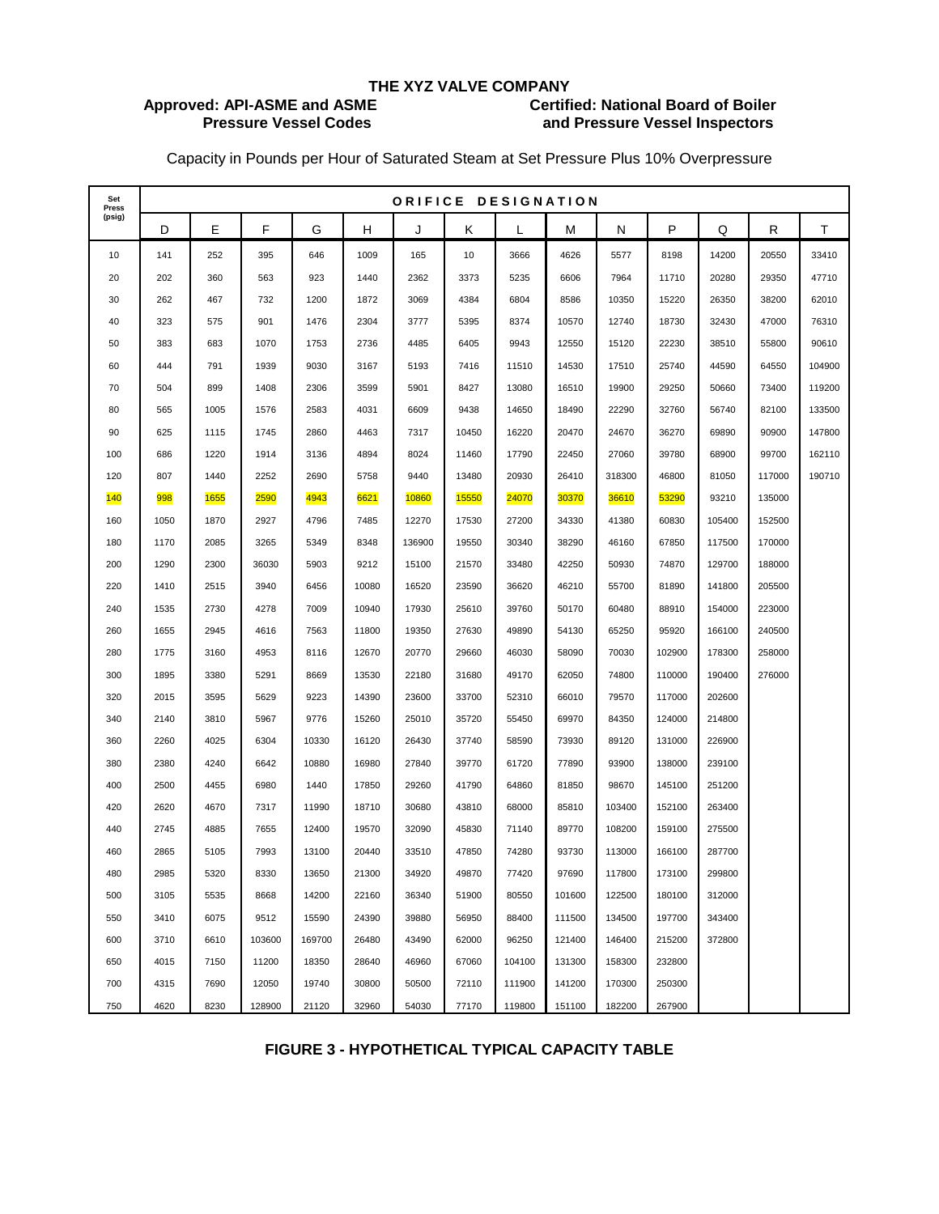**THE XYZ VALVE COMPANY**

**Approved: API-ASME and ASME Pressure Vessel Codes**

**Certified: National Board of Boiler and Pressure Vessel Inspectors**

Capacity in Pounds per Hour of Saturated Steam at Set Pressure Plus 10% Overpressure

| Set Press (psig) | ORIFICE DESIGNATION | | | | | | | | | | | | | |
|---|---|---|---|---|---|---|---|---|---|---|---|---|---|---|
| | D | E | F | G | H | J | K | L | M | N | P | Q | R | T |
| 10 | 141 | 252 | 395 | 646 | 1009 | 165 | 10 | 3666 | 4626 | 5577 | 8198 | 14200 | 20550 | 33410 |
| 20 | 202 | 360 | 563 | 923 | 1440 | 2362 | 3373 | 5235 | 6606 | 7964 | 11710 | 20280 | 29350 | 47710 |
| 30 | 262 | 467 | 732 | 1200 | 1872 | 3069 | 4384 | 6804 | 8586 | 10350 | 15220 | 26350 | 38200 | 62010 |
| 40 | 323 | 575 | 901 | 1476 | 2304 | 3777 | 5395 | 8374 | 10570 | 12740 | 18730 | 32430 | 47000 | 76310 |
| 50 | 383 | 683 | 1070 | 1753 | 2736 | 4485 | 6405 | 9943 | 12550 | 15120 | 22230 | 38510 | 55800 | 90610 |
| 60 | 444 | 791 | 1939 | 9030 | 3167 | 5193 | 7416 | 11510 | 14530 | 17510 | 25740 | 44590 | 64550 | 104900 |
| 70 | 504 | 899 | 1408 | 2306 | 3599 | 5901 | 8427 | 13080 | 16510 | 19900 | 29250 | 50660 | 73400 | 119200 |
| 80 | 565 | 1005 | 1576 | 2583 | 4031 | 6609 | 9438 | 14650 | 18490 | 22290 | 32760 | 56740 | 82100 | 133500 |
| 90 | 625 | 1115 | 1745 | 2860 | 4463 | 7317 | 10450 | 16220 | 20470 | 24670 | 36270 | 69890 | 90900 | 147800 |
| 100 | 686 | 1220 | 1914 | 3136 | 4894 | 8024 | 11460 | 17790 | 22450 | 27060 | 39780 | 68900 | 99700 | 162110 |
| 120 | 807 | 1440 | 2252 | 2690 | 5758 | 9440 | 13480 | 20930 | 26410 | 318300 | 46800 | 81050 | 117000 | 190710 |
| 140 | 998 | 1655 | 2590 | 4943 | 6621 | 10860 | 15550 | 24070 | 30370 | 36610 | 53290 | 93210 | 135000 | |
| 160 | 1050 | 1870 | 2927 | 4796 | 7485 | 12270 | 17530 | 27200 | 34330 | 41380 | 60830 | 105400 | 152500 | |
| 180 | 1170 | 2085 | 3265 | 5349 | 8348 | 136900 | 19550 | 30340 | 38290 | 46160 | 67850 | 117500 | 170000 | |
| 200 | 1290 | 2300 | 36030 | 5903 | 9212 | 15100 | 21570 | 33480 | 42250 | 50930 | 74870 | 129700 | 188000 | |
| 220 | 1410 | 2515 | 3940 | 6456 | 10080 | 16520 | 23590 | 36620 | 46210 | 55700 | 81890 | 141800 | 205500 | |
| 240 | 1535 | 2730 | 4278 | 7009 | 10940 | 17930 | 25610 | 39760 | 50170 | 60480 | 88910 | 154000 | 223000 | |
| 260 | 1655 | 2945 | 4616 | 7563 | 11800 | 19350 | 27630 | 49890 | 54130 | 65250 | 95920 | 166100 | 240500 | |
| 280 | 1775 | 3160 | 4953 | 8116 | 12670 | 20770 | 29660 | 46030 | 58090 | 70030 | 102900 | 178300 | 258000 | |
| 300 | 1895 | 3380 | 5291 | 8669 | 13530 | 22180 | 31680 | 49170 | 62050 | 74800 | 110000 | 190400 | 276000 | |
| 320 | 2015 | 3595 | 5629 | 9223 | 14390 | 23600 | 33700 | 52310 | 66010 | 79570 | 117000 | 202600 | | |
| 340 | 2140 | 3810 | 5967 | 9776 | 15260 | 25010 | 35720 | 55450 | 69970 | 84350 | 124000 | 214800 | | |
| 360 | 2260 | 4025 | 6304 | 10330 | 16120 | 26430 | 37740 | 58590 | 73930 | 89120 | 131000 | 226900 | | |
| 380 | 2380 | 4240 | 6642 | 10880 | 16980 | 27840 | 39770 | 61720 | 77890 | 93900 | 138000 | 239100 | | |
| 400 | 2500 | 4455 | 6980 | 1440 | 17850 | 29260 | 41790 | 64860 | 81850 | 98670 | 145100 | 251200 | | |
| 420 | 2620 | 4670 | 7317 | 11990 | 18710 | 30680 | 43810 | 68000 | 85810 | 103400 | 152100 | 263400 | | |
| 440 | 2745 | 4885 | 7655 | 12400 | 19570 | 32090 | 45830 | 71140 | 89770 | 108200 | 159100 | 275500 | | |
| 460 | 2865 | 5105 | 7993 | 13100 | 20440 | 33510 | 47850 | 74280 | 93730 | 113000 | 166100 | 287700 | | |
| 480 | 2985 | 5320 | 8330 | 13650 | 21300 | 34920 | 49870 | 77420 | 97690 | 117800 | 173100 | 299800 | | |
| 500 | 3105 | 5535 | 8668 | 14200 | 22160 | 36340 | 51900 | 80550 | 101600 | 122500 | 180100 | 312000 | | |
| 550 | 3410 | 6075 | 9512 | 15590 | 24390 | 39880 | 56950 | 88400 | 111500 | 134500 | 197700 | 343400 | | |
| 600 | 3710 | 6610 | 103600 | 169700 | 26480 | 43490 | 62000 | 96250 | 121400 | 146400 | 215200 | 372800 | | |
| 650 | 4015 | 7150 | 11200 | 18350 | 28640 | 46960 | 67060 | 104100 | 131300 | 158300 | 232800 | | | |
| 700 | 4315 | 7690 | 12050 | 19740 | 30800 | 50500 | 72110 | 111900 | 141200 | 170300 | 250300 | | | |
| 750 | 4620 | 8230 | 128900 | 21120 | 32960 | 54030 | 77170 | 119800 | 151100 | 182200 | 267900 | | | |

**FIGURE 3 - HYPOTHETICAL TYPICAL CAPACITY TABLE**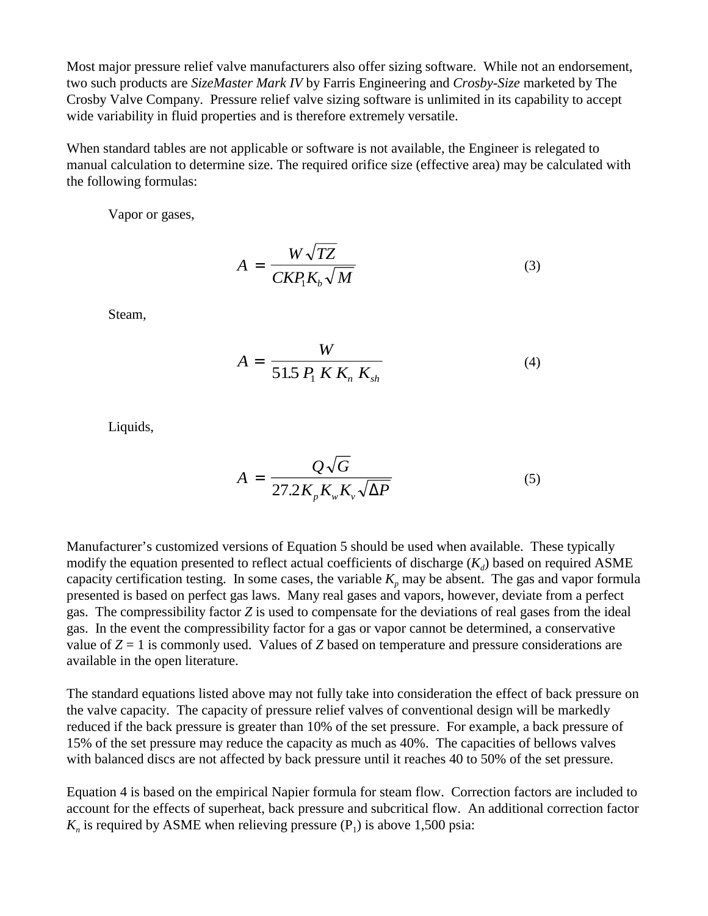Most major pressure relief valve manufacturers also offer sizing software. While not an endorsement, two such products are *SizeMaster Mark IV* by Farris Engineering and *Crosby-Size* marketed by The Crosby Valve Company. Pressure relief valve sizing software is unlimited in its capability to accept wide variability in fluid properties and is therefore extremely versatile.

When standard tables are not applicable or software is not available, the Engineer is relegated to manual calculation to determine size. The required orifice size (effective area) may be calculated with the following formulas:

Vapor or gases,

$$A = \frac{W\sqrt{TZ}}{CKP_1K_b\sqrt{M}} \tag{3}$$

Steam,

$$A = \frac{W}{51.5\, P_1\, K\, K_n\, K_{sh}} \tag{4}$$

Liquids,

$$A = \frac{Q\sqrt{G}}{27.2K_pK_wK_v\sqrt{\Delta P}} \tag{5}$$

Manufacturer's customized versions of Equation 5 should be used when available. These typically modify the equation presented to reflect actual coefficients of discharge ($K_d$) based on required ASME capacity certification testing. In some cases, the variable $K_p$ may be absent. The gas and vapor formula presented is based on perfect gas laws. Many real gases and vapors, however, deviate from a perfect gas. The compressibility factor $Z$ is used to compensate for the deviations of real gases from the ideal gas. In the event the compressibility factor for a gas or vapor cannot be determined, a conservative value of $Z = 1$ is commonly used. Values of $Z$ based on temperature and pressure considerations are available in the open literature.

The standard equations listed above may not fully take into consideration the effect of back pressure on the valve capacity. The capacity of pressure relief valves of conventional design will be markedly reduced if the back pressure is greater than 10% of the set pressure. For example, a back pressure of 15% of the set pressure may reduce the capacity as much as 40%. The capacities of bellows valves with balanced discs are not affected by back pressure until it reaches 40 to 50% of the set pressure.

Equation 4 is based on the empirical Napier formula for steam flow. Correction factors are included to account for the effects of superheat, back pressure and subcritical flow. An additional correction factor $K_n$ is required by ASME when relieving pressure ($P_1$) is above 1,500 psia: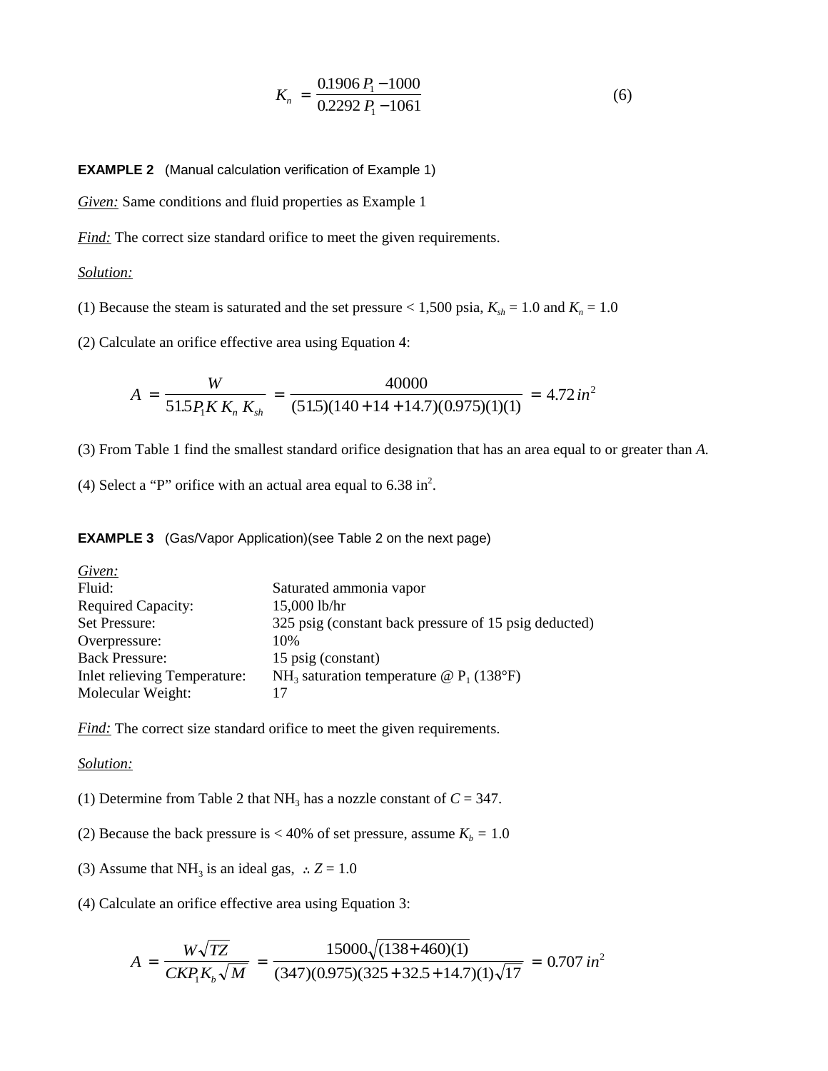$$K_n = \frac{0.1906\,P_1 - 1000}{0.2292\,P_1 - 1061} \tag{6}$$

**EXAMPLE 2** (Manual calculation verification of Example 1)

*Given:* Same conditions and fluid properties as Example 1

*Find:* The correct size standard orifice to meet the given requirements.

*Solution:*

(1) Because the steam is saturated and the set pressure < 1,500 psia, $K_{sh}$ = 1.0 and $K_n$ = 1.0

(2) Calculate an orifice effective area using Equation 4:

$$A = \frac{W}{51.5 P_1 K\, K_n\, K_{sh}} = \frac{40000}{(51.5)(140+14+14.7)(0.975)(1)(1)} = 4.72\,in^2$$

(3) From Table 1 find the smallest standard orifice designation that has an area equal to or greater than *A*.

(4) Select a "P" orifice with an actual area equal to 6.38 in$^2$.

**EXAMPLE 3** (Gas/Vapor Application)(see Table 2 on the next page)

*Given:*

| | |
|---|---|
| Fluid: | Saturated ammonia vapor |
| Required Capacity: | 15,000 lb/hr |
| Set Pressure: | 325 psig (constant back pressure of 15 psig deducted) |
| Overpressure: | 10% |
| Back Pressure: | 15 psig (constant) |
| Inlet relieving Temperature: | $NH_3$ saturation temperature @ $P_1$ (138°F) |
| Molecular Weight: | 17 |

*Find:* The correct size standard orifice to meet the given requirements.

*Solution:*

(1) Determine from Table 2 that $NH_3$ has a nozzle constant of *C* = 347.

(2) Because the back pressure is < 40% of set pressure, assume $K_b$ = 1.0

(3) Assume that $NH_3$ is an ideal gas, $\therefore Z = 1.0$

(4) Calculate an orifice effective area using Equation 3:

$$A = \frac{W\sqrt{TZ}}{CKP_1K_b\sqrt{M}} = \frac{15000\sqrt{(138+460)(1)}}{(347)(0.975)(325+32.5+14.7)(1)\sqrt{17}} = 0.707\,in^2$$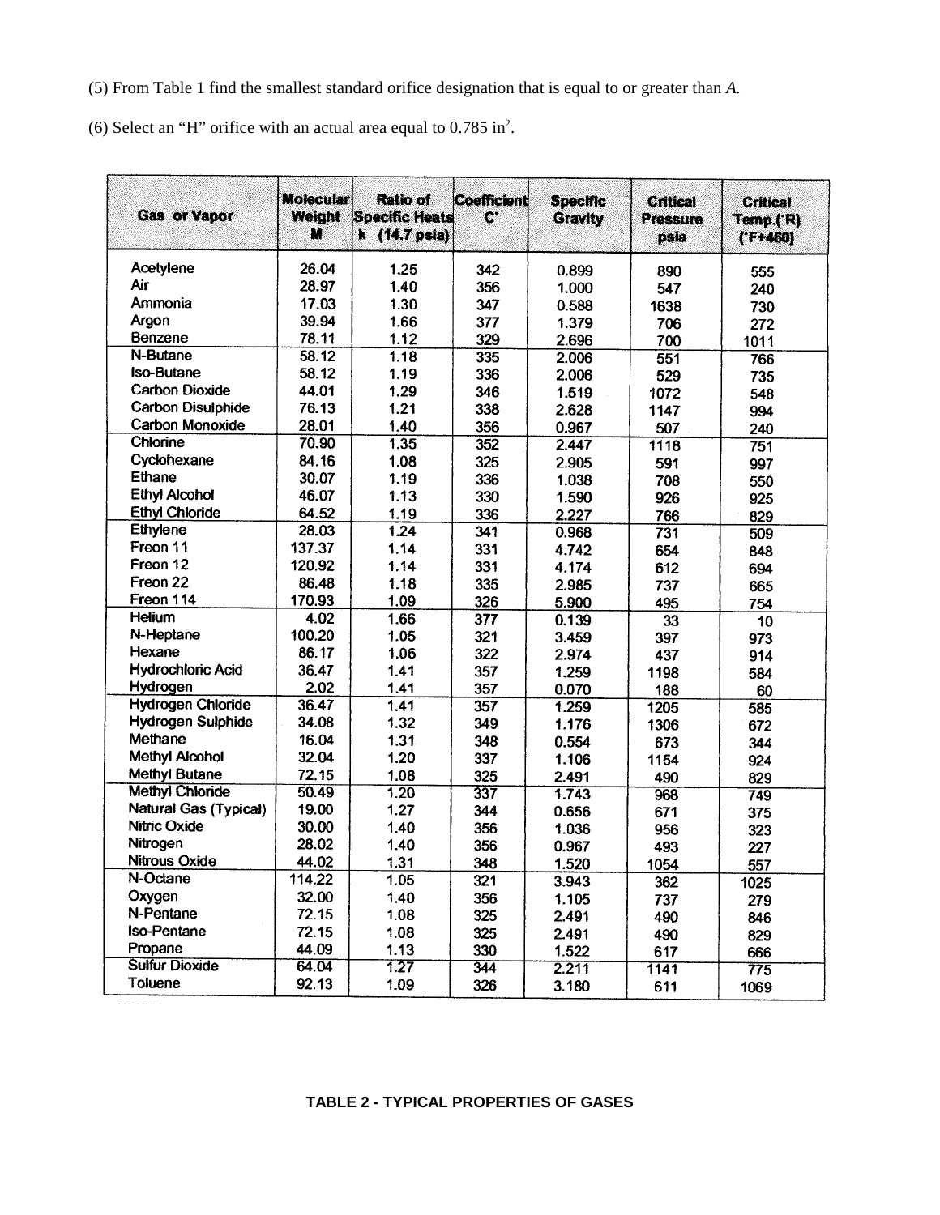(5) From Table 1 find the smallest standard orifice designation that is equal to or greater than *A.*

(6) Select an "H" orifice with an actual area equal to 0.785 in$^2$.

| Gas or Vapor | Molecular Weight M | Ratio of Specific Heats k (14.7 psia) | Coefficient C' | Specific Gravity | Critical Pressure psia | Critical Temp.(°R) (°F+460) |
|---|---|---|---|---|---|---|
| Acetylene | 26.04 | 1.25 | 342 | 0.899 | 890 | 555 |
| Air | 28.97 | 1.40 | 356 | 1.000 | 547 | 240 |
| Ammonia | 17.03 | 1.30 | 347 | 0.588 | 1638 | 730 |
| Argon | 39.94 | 1.66 | 377 | 1.379 | 706 | 272 |
| Benzene | 78.11 | 1.12 | 329 | 2.696 | 700 | 1011 |
| N-Butane | 58.12 | 1.18 | 335 | 2.006 | 551 | 766 |
| Iso-Butane | 58.12 | 1.19 | 336 | 2.006 | 529 | 735 |
| Carbon Dioxide | 44.01 | 1.29 | 346 | 1.519 | 1072 | 548 |
| Carbon Disulphide | 76.13 | 1.21 | 338 | 2.628 | 1147 | 994 |
| Carbon Monoxide | 28.01 | 1.40 | 356 | 0.967 | 507 | 240 |
| Chlorine | 70.90 | 1.35 | 352 | 2.447 | 1118 | 751 |
| Cyclohexane | 84.16 | 1.08 | 325 | 2.905 | 591 | 997 |
| Ethane | 30.07 | 1.19 | 336 | 1.038 | 708 | 550 |
| Ethyl Alcohol | 46.07 | 1.13 | 330 | 1.590 | 926 | 925 |
| Ethyl Chloride | 64.52 | 1.19 | 336 | 2.227 | 766 | 829 |
| Ethylene | 28.03 | 1.24 | 341 | 0.968 | 731 | 509 |
| Freon 11 | 137.37 | 1.14 | 331 | 4.742 | 654 | 848 |
| Freon 12 | 120.92 | 1.14 | 331 | 4.174 | 612 | 694 |
| Freon 22 | 86.48 | 1.18 | 335 | 2.985 | 737 | 665 |
| Freon 114 | 170.93 | 1.09 | 326 | 5.900 | 495 | 754 |
| Helium | 4.02 | 1.66 | 377 | 0.139 | 33 | 10 |
| N-Heptane | 100.20 | 1.05 | 321 | 3.459 | 397 | 973 |
| Hexane | 86.17 | 1.06 | 322 | 2.974 | 437 | 914 |
| Hydrochloric Acid | 36.47 | 1.41 | 357 | 1.259 | 1198 | 584 |
| Hydrogen | 2.02 | 1.41 | 357 | 0.070 | 188 | 60 |
| Hydrogen Chloride | 36.47 | 1.41 | 357 | 1.259 | 1205 | 585 |
| Hydrogen Sulphide | 34.08 | 1.32 | 349 | 1.176 | 1306 | 672 |
| Methane | 16.04 | 1.31 | 348 | 0.554 | 673 | 344 |
| Methyl Alcohol | 32.04 | 1.20 | 337 | 1.106 | 1154 | 924 |
| Methyl Butane | 72.15 | 1.08 | 325 | 2.491 | 490 | 829 |
| Methyl Chloride | 50.49 | 1.20 | 337 | 1.743 | 968 | 749 |
| Natural Gas (Typical) | 19.00 | 1.27 | 344 | 0.656 | 671 | 375 |
| Nitric Oxide | 30.00 | 1.40 | 356 | 1.036 | 956 | 323 |
| Nitrogen | 28.02 | 1.40 | 356 | 0.967 | 493 | 227 |
| Nitrous Oxide | 44.02 | 1.31 | 348 | 1.520 | 1054 | 557 |
| N-Octane | 114.22 | 1.05 | 321 | 3.943 | 362 | 1025 |
| Oxygen | 32.00 | 1.40 | 356 | 1.105 | 737 | 279 |
| N-Pentane | 72.15 | 1.08 | 325 | 2.491 | 490 | 846 |
| Iso-Pentane | 72.15 | 1.08 | 325 | 2.491 | 490 | 829 |
| Propane | 44.09 | 1.13 | 330 | 1.522 | 617 | 666 |
| Sulfur Dioxide | 64.04 | 1.27 | 344 | 2.211 | 1141 | 775 |
| Toluene | 92.13 | 1.09 | 326 | 3.180 | 611 | 1069 |

**TABLE 2 - TYPICAL PROPERTIES OF GASES**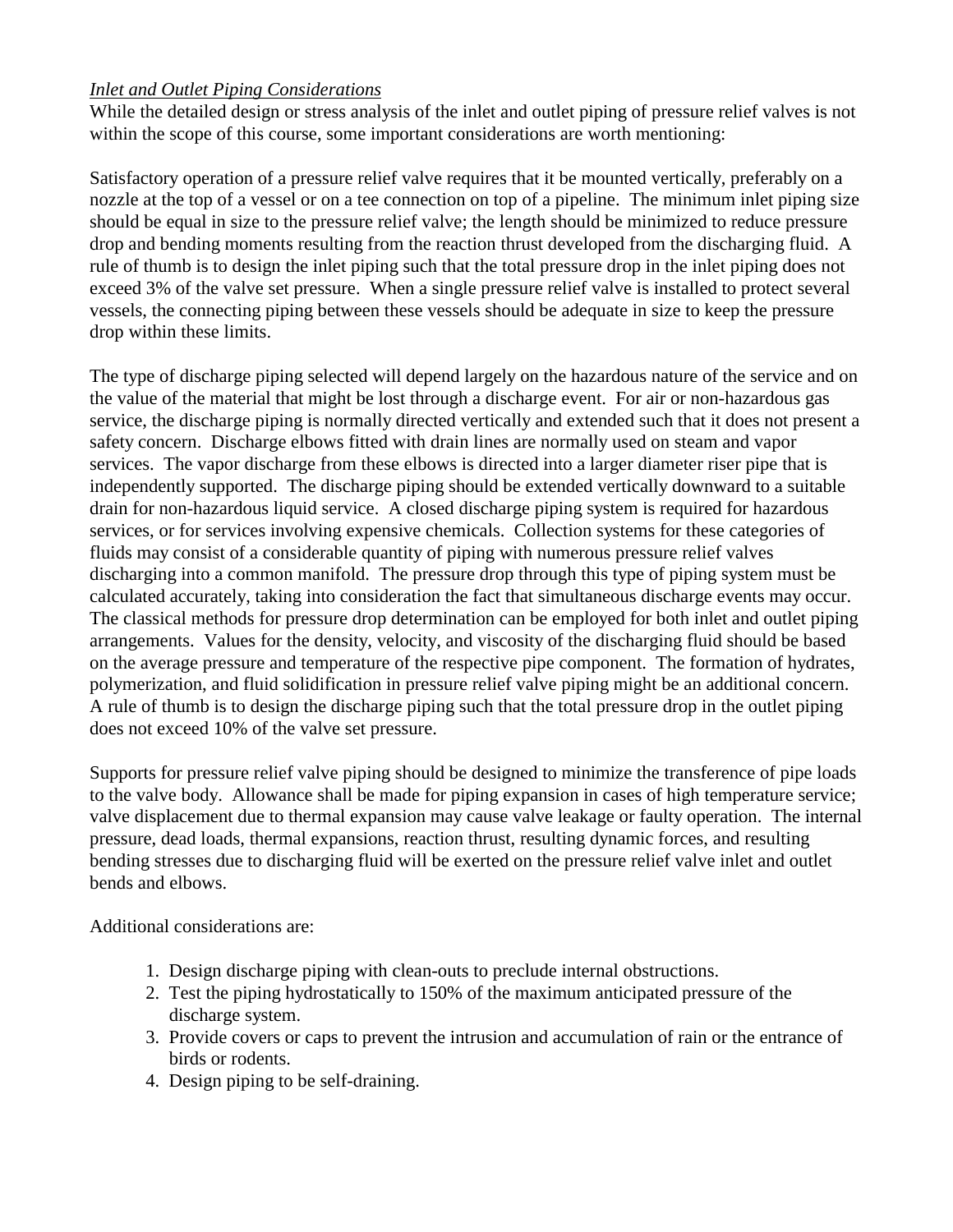*Inlet and Outlet Piping Considerations*

While the detailed design or stress analysis of the inlet and outlet piping of pressure relief valves is not within the scope of this course, some important considerations are worth mentioning:

Satisfactory operation of a pressure relief valve requires that it be mounted vertically, preferably on a nozzle at the top of a vessel or on a tee connection on top of a pipeline. The minimum inlet piping size should be equal in size to the pressure relief valve; the length should be minimized to reduce pressure drop and bending moments resulting from the reaction thrust developed from the discharging fluid. A rule of thumb is to design the inlet piping such that the total pressure drop in the inlet piping does not exceed 3% of the valve set pressure. When a single pressure relief valve is installed to protect several vessels, the connecting piping between these vessels should be adequate in size to keep the pressure drop within these limits.

The type of discharge piping selected will depend largely on the hazardous nature of the service and on the value of the material that might be lost through a discharge event. For air or non-hazardous gas service, the discharge piping is normally directed vertically and extended such that it does not present a safety concern. Discharge elbows fitted with drain lines are normally used on steam and vapor services. The vapor discharge from these elbows is directed into a larger diameter riser pipe that is independently supported. The discharge piping should be extended vertically downward to a suitable drain for non-hazardous liquid service. A closed discharge piping system is required for hazardous services, or for services involving expensive chemicals. Collection systems for these categories of fluids may consist of a considerable quantity of piping with numerous pressure relief valves discharging into a common manifold. The pressure drop through this type of piping system must be calculated accurately, taking into consideration the fact that simultaneous discharge events may occur. The classical methods for pressure drop determination can be employed for both inlet and outlet piping arrangements. Values for the density, velocity, and viscosity of the discharging fluid should be based on the average pressure and temperature of the respective pipe component. The formation of hydrates, polymerization, and fluid solidification in pressure relief valve piping might be an additional concern. A rule of thumb is to design the discharge piping such that the total pressure drop in the outlet piping does not exceed 10% of the valve set pressure.

Supports for pressure relief valve piping should be designed to minimize the transference of pipe loads to the valve body. Allowance shall be made for piping expansion in cases of high temperature service; valve displacement due to thermal expansion may cause valve leakage or faulty operation. The internal pressure, dead loads, thermal expansions, reaction thrust, resulting dynamic forces, and resulting bending stresses due to discharging fluid will be exerted on the pressure relief valve inlet and outlet bends and elbows.

Additional considerations are:

1. Design discharge piping with clean-outs to preclude internal obstructions.
2. Test the piping hydrostatically to 150% of the maximum anticipated pressure of the discharge system.
3. Provide covers or caps to prevent the intrusion and accumulation of rain or the entrance of birds or rodents.
4. Design piping to be self-draining.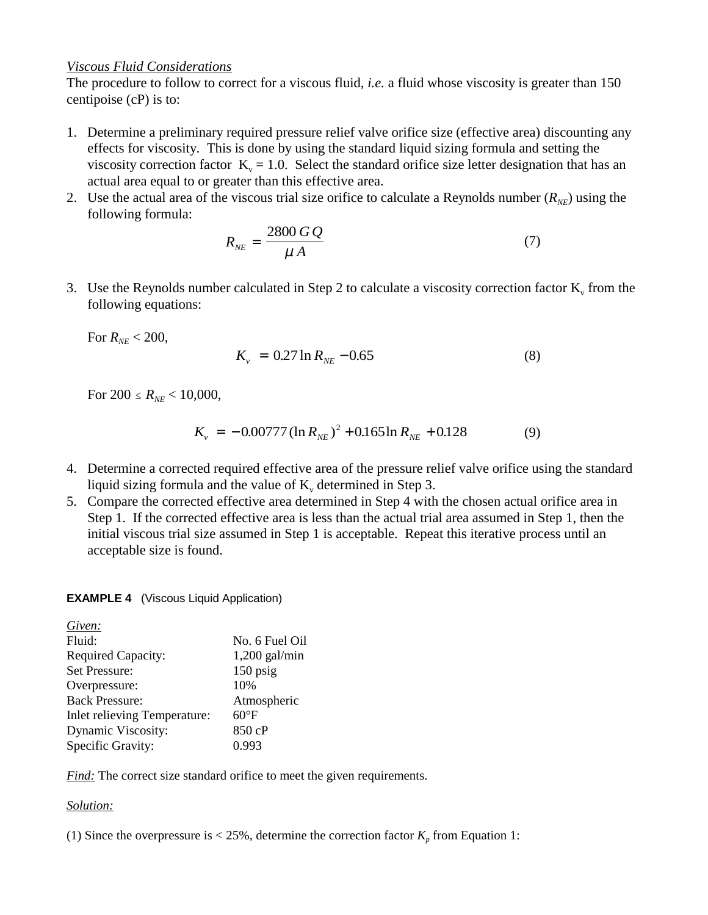*Viscous Fluid Considerations*

The procedure to follow to correct for a viscous fluid, *i.e.* a fluid whose viscosity is greater than 150 centipoise (cP) is to:

1. Determine a preliminary required pressure relief valve orifice size (effective area) discounting any effects for viscosity. This is done by using the standard liquid sizing formula and setting the viscosity correction factor $K_v = 1.0$. Select the standard orifice size letter designation that has an actual area equal to or greater than this effective area.
2. Use the actual area of the viscous trial size orifice to calculate a Reynolds number ($R_{NE}$) using the following formula:

$$R_{NE} = \frac{2800\,G\,Q}{\mu\,A} \qquad (7)$$

3. Use the Reynolds number calculated in Step 2 to calculate a viscosity correction factor $K_v$ from the following equations:

   For $R_{NE} < 200$,

$$K_v = 0.27 \ln R_{NE} - 0.65 \qquad (8)$$

   For $200 \leq R_{NE} < 10{,}000$,

$$K_v = -0.00777\,(\ln R_{NE})^2 + 0.165 \ln R_{NE} + 0.128 \qquad (9)$$

4. Determine a corrected required effective area of the pressure relief valve orifice using the standard liquid sizing formula and the value of $K_v$ determined in Step 3.
5. Compare the corrected effective area determined in Step 4 with the chosen actual orifice area in Step 1. If the corrected effective area is less than the actual trial area assumed in Step 1, then the initial viscous trial size assumed in Step 1 is acceptable. Repeat this iterative process until an acceptable size is found.

**EXAMPLE 4** (Viscous Liquid Application)

*Given:*

| | |
|---|---|
| Fluid: | No. 6 Fuel Oil |
| Required Capacity: | 1,200 gal/min |
| Set Pressure: | 150 psig |
| Overpressure: | 10% |
| Back Pressure: | Atmospheric |
| Inlet relieving Temperature: | 60°F |
| Dynamic Viscosity: | 850 cP |
| Specific Gravity: | 0.993 |

*Find:* The correct size standard orifice to meet the given requirements.

*Solution:*

(1) Since the overpressure is < 25%, determine the correction factor $K_p$ from Equation 1: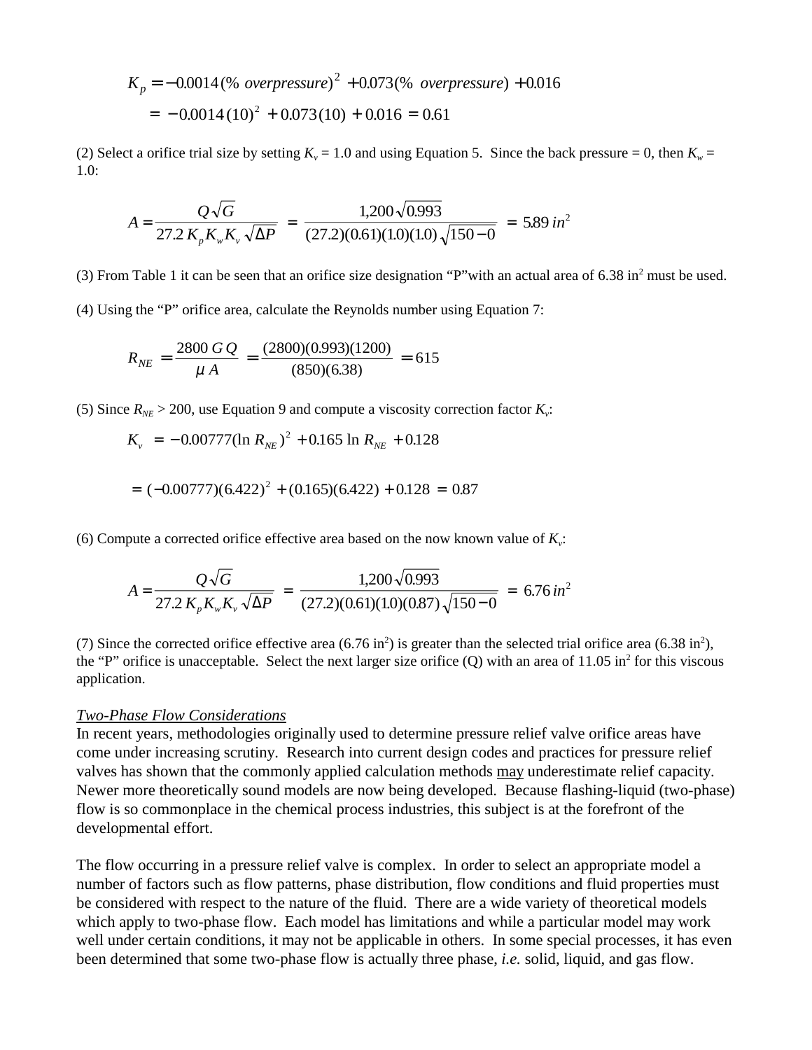$$K_p = -0.0014(\%\ overpressure)^2 + 0.073(\%\ overpressure) + 0.016$$
$$= -0.0014(10)^2 + 0.073(10) + 0.016 = 0.61$$

(2) Select a orifice trial size by setting $K_v = 1.0$ and using Equation 5. Since the back pressure = 0, then $K_w = 1.0$:

$$A = \frac{Q\sqrt{G}}{27.2\,K_p K_w K_v\,\sqrt{\Delta P}} = \frac{1{,}200\sqrt{0.993}}{(27.2)(0.61)(1.0)(1.0)\sqrt{150-0}} = 5.89\,in^2$$

(3) From Table 1 it can be seen that an orifice size designation "P" with an actual area of 6.38 in$^2$ must be used.

(4) Using the "P" orifice area, calculate the Reynolds number using Equation 7:

$$R_{NE} = \frac{2800\,G\,Q}{\mu\,A} = \frac{(2800)(0.993)(1200)}{(850)(6.38)} = 615$$

(5) Since $R_{NE} > 200$, use Equation 9 and compute a viscosity correction factor $K_v$:

$$K_v = -0.00777(\ln R_{NE})^2 + 0.165\ln R_{NE} + 0.128$$

$$= (-0.00777)(6.422)^2 + (0.165)(6.422) + 0.128 = 0.87$$

(6) Compute a corrected orifice effective area based on the now known value of $K_v$:

$$A = \frac{Q\sqrt{G}}{27.2\,K_p K_w K_v\,\sqrt{\Delta P}} = \frac{1{,}200\sqrt{0.993}}{(27.2)(0.61)(1.0)(0.87)\sqrt{150-0}} = 6.76\,in^2$$

(7) Since the corrected orifice effective area (6.76 in$^2$) is greater than the selected trial orifice area (6.38 in$^2$), the "P" orifice is unacceptable. Select the next larger size orifice (Q) with an area of 11.05 in$^2$ for this viscous application.

*Two-Phase Flow Considerations*

In recent years, methodologies originally used to determine pressure relief valve orifice areas have come under increasing scrutiny. Research into current design codes and practices for pressure relief valves has shown that the commonly applied calculation methods may underestimate relief capacity. Newer more theoretically sound models are now being developed. Because flashing-liquid (two-phase) flow is so commonplace in the chemical process industries, this subject is at the forefront of the developmental effort.

The flow occurring in a pressure relief valve is complex. In order to select an appropriate model a number of factors such as flow patterns, phase distribution, flow conditions and fluid properties must be considered with respect to the nature of the fluid. There are a wide variety of theoretical models which apply to two-phase flow. Each model has limitations and while a particular model may work well under certain conditions, it may not be applicable in others. In some special processes, it has even been determined that some two-phase flow is actually three phase, *i.e.* solid, liquid, and gas flow.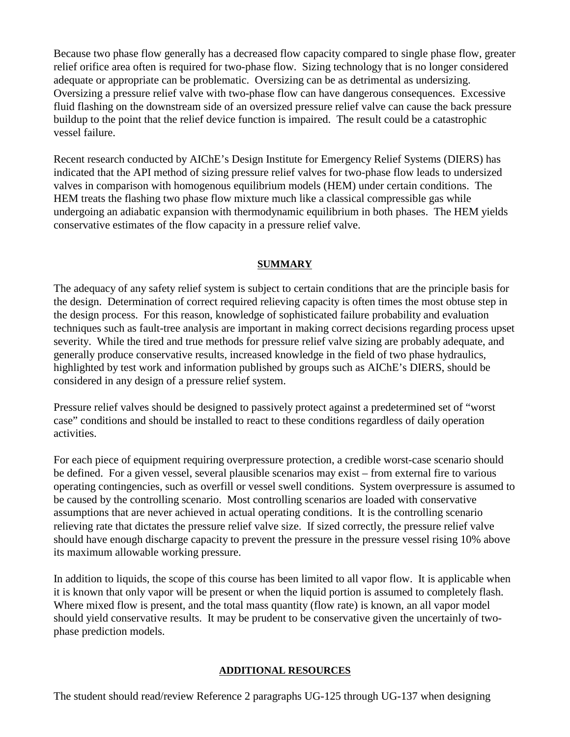Because two phase flow generally has a decreased flow capacity compared to single phase flow, greater relief orifice area often is required for two-phase flow. Sizing technology that is no longer considered adequate or appropriate can be problematic. Oversizing can be as detrimental as undersizing. Oversizing a pressure relief valve with two-phase flow can have dangerous consequences. Excessive fluid flashing on the downstream side of an oversized pressure relief valve can cause the back pressure buildup to the point that the relief device function is impaired. The result could be a catastrophic vessel failure.

Recent research conducted by AIChE's Design Institute for Emergency Relief Systems (DIERS) has indicated that the API method of sizing pressure relief valves for two-phase flow leads to undersized valves in comparison with homogenous equilibrium models (HEM) under certain conditions. The HEM treats the flashing two phase flow mixture much like a classical compressible gas while undergoing an adiabatic expansion with thermodynamic equilibrium in both phases. The HEM yields conservative estimates of the flow capacity in a pressure relief valve.

## SUMMARY

The adequacy of any safety relief system is subject to certain conditions that are the principle basis for the design. Determination of correct required relieving capacity is often times the most obtuse step in the design process. For this reason, knowledge of sophisticated failure probability and evaluation techniques such as fault-tree analysis are important in making correct decisions regarding process upset severity. While the tired and true methods for pressure relief valve sizing are probably adequate, and generally produce conservative results, increased knowledge in the field of two phase hydraulics, highlighted by test work and information published by groups such as AIChE's DIERS, should be considered in any design of a pressure relief system.

Pressure relief valves should be designed to passively protect against a predetermined set of "worst case" conditions and should be installed to react to these conditions regardless of daily operation activities.

For each piece of equipment requiring overpressure protection, a credible worst-case scenario should be defined. For a given vessel, several plausible scenarios may exist – from external fire to various operating contingencies, such as overfill or vessel swell conditions. System overpressure is assumed to be caused by the controlling scenario. Most controlling scenarios are loaded with conservative assumptions that are never achieved in actual operating conditions. It is the controlling scenario relieving rate that dictates the pressure relief valve size. If sized correctly, the pressure relief valve should have enough discharge capacity to prevent the pressure in the pressure vessel rising 10% above its maximum allowable working pressure.

In addition to liquids, the scope of this course has been limited to all vapor flow. It is applicable when it is known that only vapor will be present or when the liquid portion is assumed to completely flash. Where mixed flow is present, and the total mass quantity (flow rate) is known, an all vapor model should yield conservative results. It may be prudent to be conservative given the uncertainly of two-phase prediction models.

## ADDITIONAL RESOURCES

The student should read/review Reference 2 paragraphs UG-125 through UG-137 when designing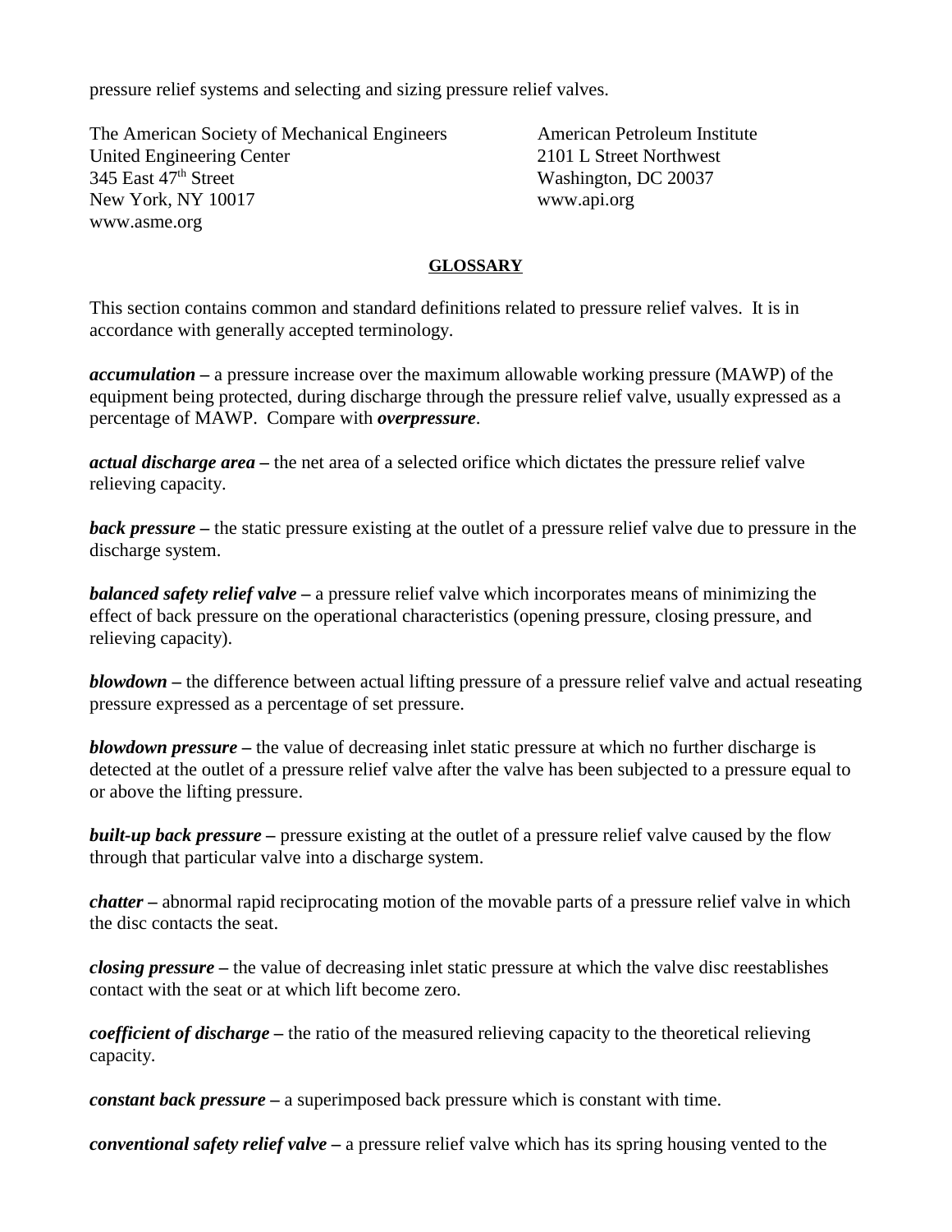pressure relief systems and selecting and sizing pressure relief valves.

The American Society of Mechanical Engineers
United Engineering Center
345 East 47th Street
New York, NY 10017
www.asme.org

American Petroleum Institute
2101 L Street Northwest
Washington, DC 20037
www.api.org

## GLOSSARY

This section contains common and standard definitions related to pressure relief valves. It is in accordance with generally accepted terminology.

***accumulation*** **–** a pressure increase over the maximum allowable working pressure (MAWP) of the equipment being protected, during discharge through the pressure relief valve, usually expressed as a percentage of MAWP. Compare with ***overpressure***.

***actual discharge area*** **–** the net area of a selected orifice which dictates the pressure relief valve relieving capacity.

***back pressure*** **–** the static pressure existing at the outlet of a pressure relief valve due to pressure in the discharge system.

***balanced safety relief valve*** **–** a pressure relief valve which incorporates means of minimizing the effect of back pressure on the operational characteristics (opening pressure, closing pressure, and relieving capacity).

***blowdown*** **–** the difference between actual lifting pressure of a pressure relief valve and actual reseating pressure expressed as a percentage of set pressure.

***blowdown pressure*** **–** the value of decreasing inlet static pressure at which no further discharge is detected at the outlet of a pressure relief valve after the valve has been subjected to a pressure equal to or above the lifting pressure.

***built-up back pressure*** **–** pressure existing at the outlet of a pressure relief valve caused by the flow through that particular valve into a discharge system.

***chatter*** **–** abnormal rapid reciprocating motion of the movable parts of a pressure relief valve in which the disc contacts the seat.

***closing pressure*** **–** the value of decreasing inlet static pressure at which the valve disc reestablishes contact with the seat or at which lift become zero.

***coefficient of discharge*** **–** the ratio of the measured relieving capacity to the theoretical relieving capacity.

***constant back pressure*** **–** a superimposed back pressure which is constant with time.

***conventional safety relief valve*** **–** a pressure relief valve which has its spring housing vented to the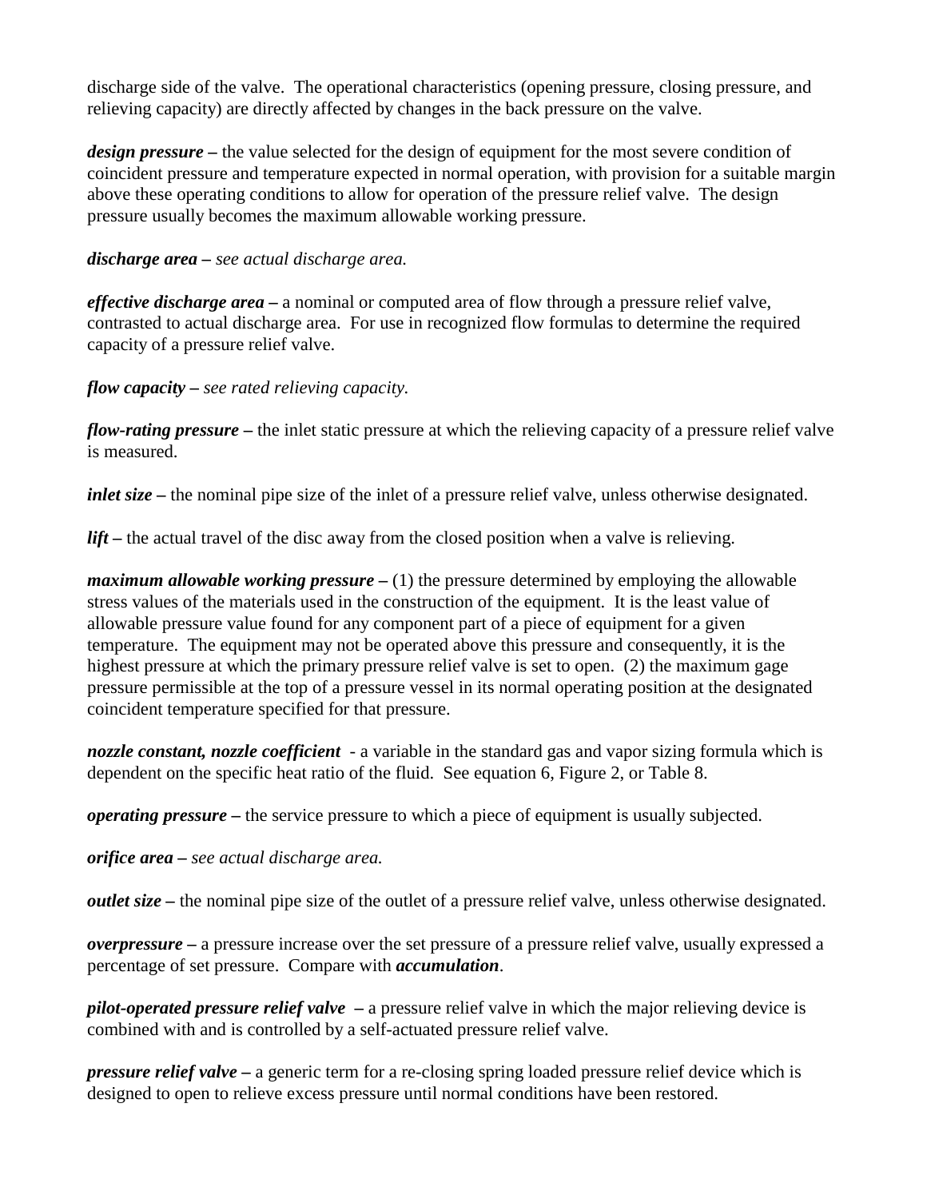discharge side of the valve. The operational characteristics (opening pressure, closing pressure, and relieving capacity) are directly affected by changes in the back pressure on the valve.

***design pressure*** **–** the value selected for the design of equipment for the most severe condition of coincident pressure and temperature expected in normal operation, with provision for a suitable margin above these operating conditions to allow for operation of the pressure relief valve. The design pressure usually becomes the maximum allowable working pressure.

***discharge area*** **–** *see actual discharge area.*

***effective discharge area*** **–** a nominal or computed area of flow through a pressure relief valve, contrasted to actual discharge area. For use in recognized flow formulas to determine the required capacity of a pressure relief valve.

***flow capacity*** **–** *see rated relieving capacity.*

***flow-rating pressure*** **–** the inlet static pressure at which the relieving capacity of a pressure relief valve is measured.

***inlet size*** **–** the nominal pipe size of the inlet of a pressure relief valve, unless otherwise designated.

***lift*** **–** the actual travel of the disc away from the closed position when a valve is relieving.

***maximum allowable working pressure*** **–** (1) the pressure determined by employing the allowable stress values of the materials used in the construction of the equipment. It is the least value of allowable pressure value found for any component part of a piece of equipment for a given temperature. The equipment may not be operated above this pressure and consequently, it is the highest pressure at which the primary pressure relief valve is set to open. (2) the maximum gage pressure permissible at the top of a pressure vessel in its normal operating position at the designated coincident temperature specified for that pressure.

***nozzle constant, nozzle coefficient*** - a variable in the standard gas and vapor sizing formula which is dependent on the specific heat ratio of the fluid. See equation 6, Figure 2, or Table 8.

***operating pressure*** **–** the service pressure to which a piece of equipment is usually subjected.

***orifice area*** **–** *see actual discharge area.*

***outlet size*** **–** the nominal pipe size of the outlet of a pressure relief valve, unless otherwise designated.

***overpressure*** **–** a pressure increase over the set pressure of a pressure relief valve, usually expressed a percentage of set pressure. Compare with ***accumulation***.

***pilot-operated pressure relief valve*** **–** a pressure relief valve in which the major relieving device is combined with and is controlled by a self-actuated pressure relief valve.

***pressure relief valve*** **–** a generic term for a re-closing spring loaded pressure relief device which is designed to open to relieve excess pressure until normal conditions have been restored.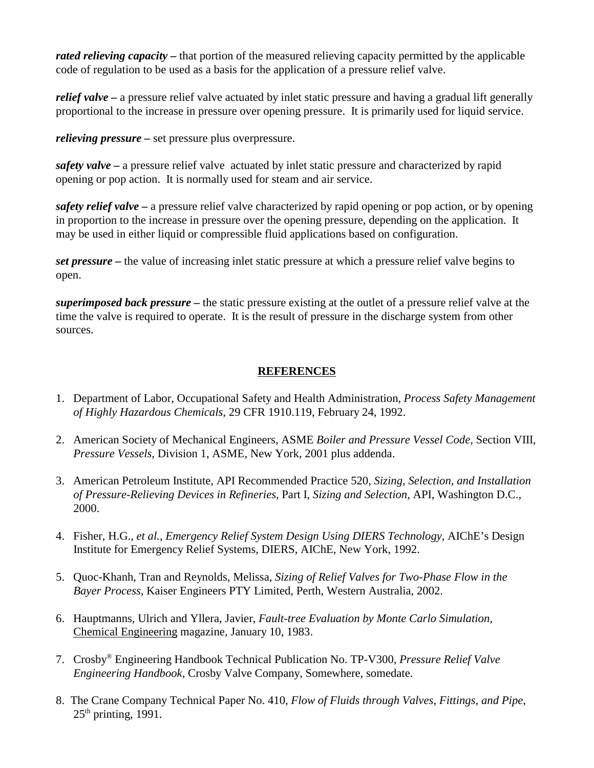***rated relieving capacity*** **–** that portion of the measured relieving capacity permitted by the applicable code of regulation to be used as a basis for the application of a pressure relief valve.

***relief valve*** **–** a pressure relief valve actuated by inlet static pressure and having a gradual lift generally proportional to the increase in pressure over opening pressure. It is primarily used for liquid service.

***relieving pressure*** **–** set pressure plus overpressure.

***safety valve*** **–** a pressure relief valve actuated by inlet static pressure and characterized by rapid opening or pop action. It is normally used for steam and air service.

***safety relief valve*** **–** a pressure relief valve characterized by rapid opening or pop action, or by opening in proportion to the increase in pressure over the opening pressure, depending on the application. It may be used in either liquid or compressible fluid applications based on configuration.

***set pressure*** **–** the value of increasing inlet static pressure at which a pressure relief valve begins to open.

***superimposed back pressure*** **–** the static pressure existing at the outlet of a pressure relief valve at the time the valve is required to operate. It is the result of pressure in the discharge system from other sources.

## REFERENCES

1. Department of Labor, Occupational Safety and Health Administration, *Process Safety Management of Highly Hazardous Chemicals,* 29 CFR 1910.119, February 24, 1992.

2. American Society of Mechanical Engineers, ASME *Boiler and Pressure Vessel Code,* Section VIII, *Pressure Vessels,* Division 1, ASME, New York, 2001 plus addenda.

3. American Petroleum Institute, API Recommended Practice 520, *Sizing, Selection, and Installation of Pressure-Relieving Devices in Refineries,* Part I, *Sizing and Selection,* API, Washington D.C., 2000.

4. Fisher, H.G., *et al., Emergency Relief System Design Using DIERS Technology,* AIChE's Design Institute for Emergency Relief Systems, DIERS, AIChE, New York, 1992.

5. Quoc-Khanh, Tran and Reynolds, Melissa, *Sizing of Relief Valves for Two-Phase Flow in the Bayer Process,* Kaiser Engineers PTY Limited, Perth, Western Australia, 2002.

6. Hauptmanns, Ulrich and Yllera, Javier, *Fault-tree Evaluation by Monte Carlo Simulation,* Chemical Engineering magazine, January 10, 1983.

7. Crosby® Engineering Handbook Technical Publication No. TP-V300, *Pressure Relief Valve Engineering Handbook,* Crosby Valve Company, Somewhere, somedate.

8. The Crane Company Technical Paper No. 410, *Flow of Fluids through Valves, Fittings, and Pipe*, 25th printing, 1991.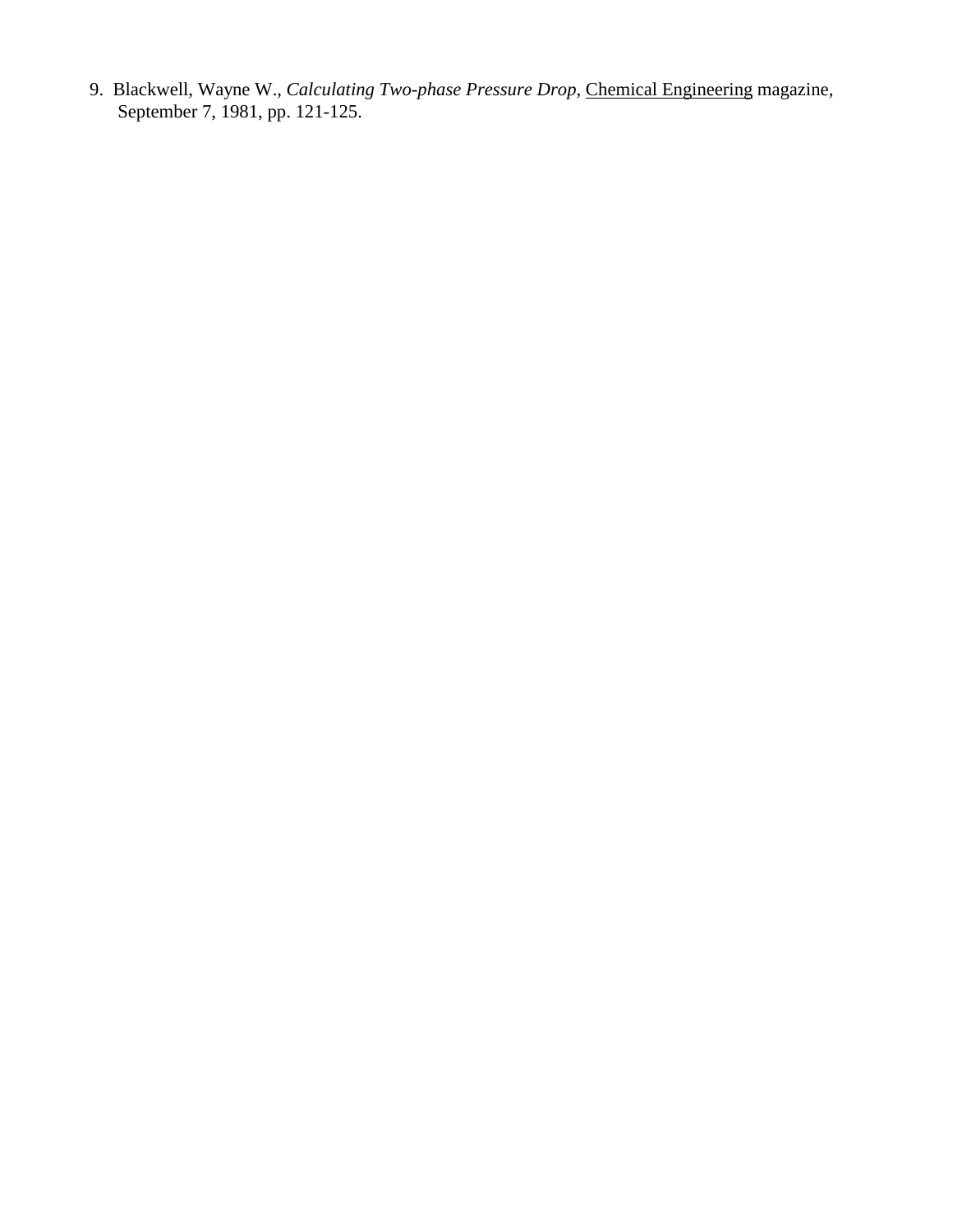9. Blackwell, Wayne W., *Calculating Two-phase Pressure Drop*, <u>Chemical Engineering</u> magazine, September 7, 1981, pp. 121-125.